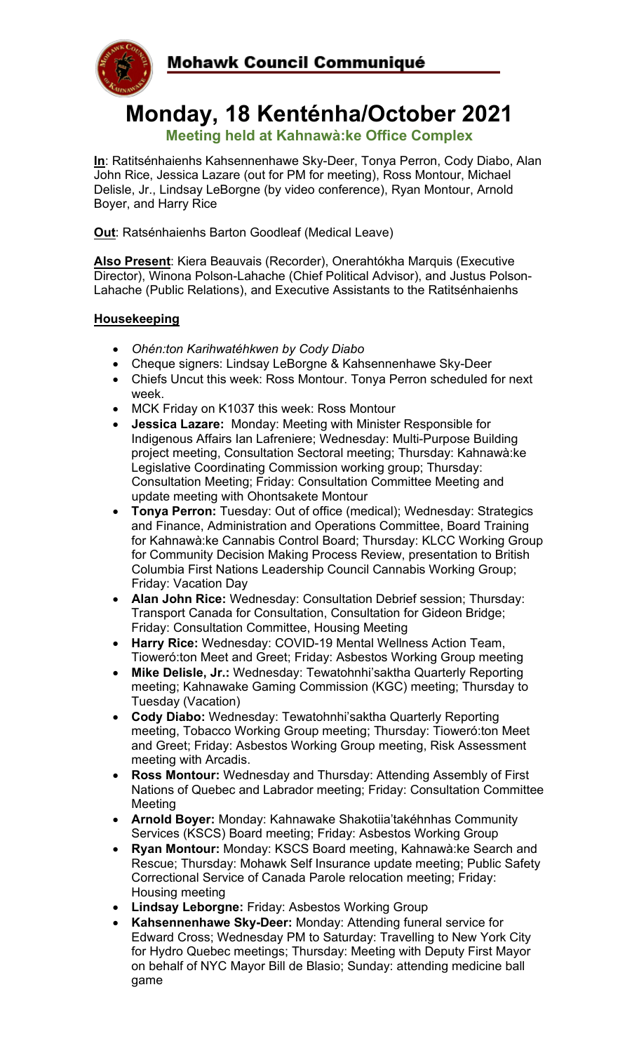**Mohawk Council Communiqué**

# Monday, 18 Kenténha/October 2021

**Meeting held at Kahnawà:ke Office Complex**

**In**: Ratitsénhaienhs Kahsennenhawe Sky-Deer, Tonya Perron, Cody Diabo, Alan John Rice, Jessica Lazare (out for PM for meeting), Ross Montour, Michael Delisle, Jr., Lindsay LeBorgne (by video conference), Ryan Montour, Arnold Boyer, and Harry Rice

**Out**: Ratsénhaienhs Barton Goodleaf (Medical Leave)

**Also Present**: Kiera Beauvais (Recorder), Onerahtókha Marquis (Executive Director), Winona Polson-Lahache (Chief Political Advisor), and Justus Polson-Lahache (Public Relations), and Executive Assistants to the Ratitsénhaienhs

## Housekeeping

- *Ohén:ton Karihwatéhkwen by Cody Diabo*
- Cheque signers: Lindsay LeBorgne & Kahsennenhawe Sky-Deer
- Chiefs Uncut this week: Ross Montour. Tonya Perron scheduled for next week.
- MCK Friday on K1037 this week: Ross Montour
- **Jessica Lazare:** Monday: Meeting with Minister Responsible for Indigenous Affairs Ian Lafreniere; Wednesday: Multi-Purpose Building project meeting, Consultation Sectoral meeting; Thursday: Kahnawà:ke Legislative Coordinating Commission working group; Thursday: Consultation Meeting; Friday: Consultation Committee Meeting and update meeting with Ohontsakete Montour
- **Tonya Perron:** Tuesday: Out of office (medical); Wednesday: Strategics and Finance, Administration and Operations Committee, Board Training for Kahnawà:ke Cannabis Control Board; Thursday: KLCC Working Group for Community Decision Making Process Review, presentation to British Columbia First Nations Leadership Council Cannabis Working Group; Friday: Vacation Day
- **Alan John Rice:** Wednesday: Consultation Debrief session; Thursday: Transport Canada for Consultation, Consultation for Gideon Bridge; Friday: Consultation Committee, Housing Meeting
- **Harry Rice:** Wednesday: COVID-19 Mental Wellness Action Team, Tioweró:ton Meet and Greet; Friday: Asbestos Working Group meeting
- **Mike Delisle, Jr.:** Wednesday: Tewatohnhi'saktha Quarterly Reporting meeting; Kahnawake Gaming Commission (KGC) meeting; Thursday to Tuesday (Vacation)
- **Cody Diabo:** Wednesday: Tewatohnhi'saktha Quarterly Reporting meeting, Tobacco Working Group meeting; Thursday: Tioweró:ton Meet and Greet; Friday: Asbestos Working Group meeting, Risk Assessment meeting with Arcadis.
- **Ross Montour:** Wednesday and Thursday: Attending Assembly of First Nations of Quebec and Labrador meeting; Friday: Consultation Committee Meeting
- **Arnold Boyer:** Monday: Kahnawake Shakotiia'takéhnhas Community Services (KSCS) Board meeting; Friday: Asbestos Working Group
- **Ryan Montour:** Monday: KSCS Board meeting, Kahnawà:ke Search and Rescue; Thursday: Mohawk Self Insurance update meeting; Public Safety Correctional Service of Canada Parole relocation meeting; Friday: Housing meeting
- **Lindsay Leborgne:** Friday: Asbestos Working Group
- **Kahsennenhawe Sky-Deer:** Monday: Attending funeral service for Edward Cross; Wednesday PM to Saturday: Travelling to New York City for Hydro Quebec meetings; Thursday: Meeting with Deputy First Mayor on behalf of NYC Mayor Bill de Blasio; Sunday: attending medicine ball game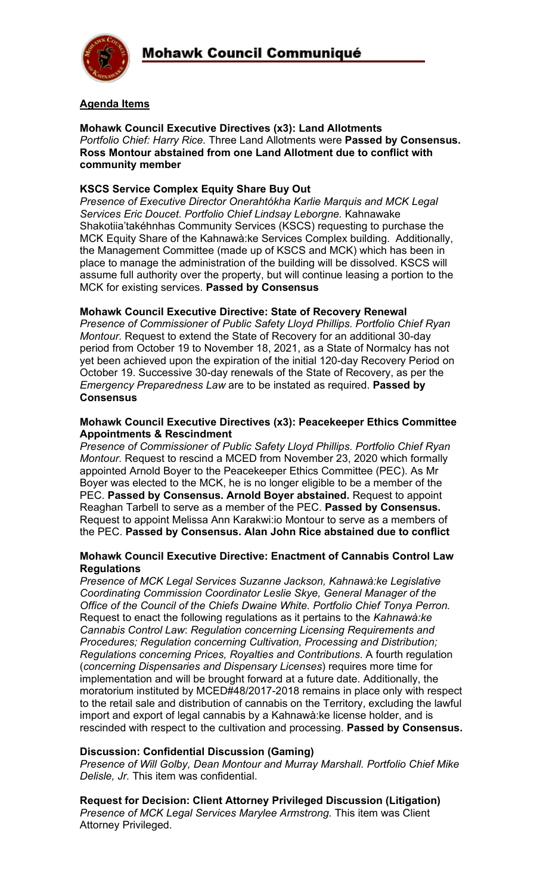**Agenda Items**

**Mohawk Council Executive Directives (x3): Land Allotments**
*Portfolio Chief: Harry Rice.* Three Land Allotments were **Passed by Consensus. Ross Montour abstained from one Land Allotment due to conflict with community member**

**KSCS Service Complex Equity Share Buy Out**
*Presence of Executive Director Onerahtókha Karlie Marquis and MCK Legal Services Eric Doucet. Portfolio Chief Lindsay Leborgne.* Kahnawake Shakotiia'takéhnhas Community Services (KSCS) requesting to purchase the MCK Equity Share of the Kahnawà:ke Services Complex building. Additionally, the Management Committee (made up of KSCS and MCK) which has been in place to manage the administration of the building will be dissolved. KSCS will assume full authority over the property, but will continue leasing a portion to the MCK for existing services. **Passed by Consensus**

**Mohawk Council Executive Directive: State of Recovery Renewal**
*Presence of Commissioner of Public Safety Lloyd Phillips. Portfolio Chief Ryan Montour.* Request to extend the State of Recovery for an additional 30-day period from October 19 to November 18, 2021, as a State of Normalcy has not yet been achieved upon the expiration of the initial 120-day Recovery Period on October 19. Successive 30-day renewals of the State of Recovery, as per the *Emergency Preparedness Law* are to be instated as required. **Passed by Consensus**

**Mohawk Council Executive Directives (x3): Peacekeeper Ethics Committee Appointments & Rescindment**
*Presence of Commissioner of Public Safety Lloyd Phillips. Portfolio Chief Ryan Montour.* Request to rescind a MCED from November 23, 2020 which formally appointed Arnold Boyer to the Peacekeeper Ethics Committee (PEC). As Mr Boyer was elected to the MCK, he is no longer eligible to be a member of the PEC. **Passed by Consensus. Arnold Boyer abstained.** Request to appoint Reaghan Tarbell to serve as a member of the PEC. **Passed by Consensus.** Request to appoint Melissa Ann Karakwi:io Montour to serve as a members of the PEC. **Passed by Consensus. Alan John Rice abstained due to conflict**

**Mohawk Council Executive Directive: Enactment of Cannabis Control Law Regulations**
*Presence of MCK Legal Services Suzanne Jackson, Kahnawà:ke Legislative Coordinating Commission Coordinator Leslie Skye, General Manager of the Office of the Council of the Chiefs Dwaine White. Portfolio Chief Tonya Perron.* Request to enact the following regulations as it pertains to the *Kahnawà:ke Cannabis Control Law*: *Regulation concerning Licensing Requirements and Procedures; Regulation concerning Cultivation, Processing and Distribution; Regulations concerning Prices, Royalties and Contributions*. A fourth regulation (*concerning Dispensaries and Dispensary Licenses*) requires more time for implementation and will be brought forward at a future date. Additionally, the moratorium instituted by MCED#48/2017-2018 remains in place only with respect to the retail sale and distribution of cannabis on the Territory, excluding the lawful import and export of legal cannabis by a Kahnawà:ke license holder, and is rescinded with respect to the cultivation and processing. **Passed by Consensus.**

**Discussion: Confidential Discussion (Gaming)**
*Presence of Will Golby, Dean Montour and Murray Marshall. Portfolio Chief Mike Delisle, Jr.* This item was confidential.

**Request for Decision: Client Attorney Privileged Discussion (Litigation)**
*Presence of MCK Legal Services Marylee Armstrong.* This item was Client Attorney Privileged.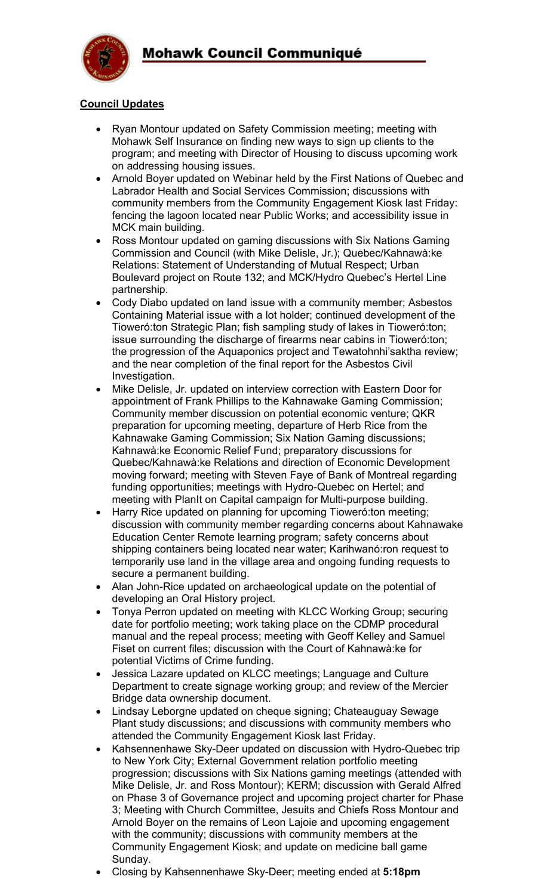## Mohawk Council Communiqué

**Council Updates**

- Ryan Montour updated on Safety Commission meeting; meeting with Mohawk Self Insurance on finding new ways to sign up clients to the program; and meeting with Director of Housing to discuss upcoming work on addressing housing issues.
- Arnold Boyer updated on Webinar held by the First Nations of Quebec and Labrador Health and Social Services Commission; discussions with community members from the Community Engagement Kiosk last Friday: fencing the lagoon located near Public Works; and accessibility issue in MCK main building.
- Ross Montour updated on gaming discussions with Six Nations Gaming Commission and Council (with Mike Delisle, Jr.); Quebec/Kahnawà:ke Relations: Statement of Understanding of Mutual Respect; Urban Boulevard project on Route 132; and MCK/Hydro Quebec's Hertel Line partnership.
- Cody Diabo updated on land issue with a community member; Asbestos Containing Material issue with a lot holder; continued development of the Tioweró:ton Strategic Plan; fish sampling study of lakes in Tioweró:ton; issue surrounding the discharge of firearms near cabins in Tioweró:ton; the progression of the Aquaponics project and Tewatohnhi'saktha review; and the near completion of the final report for the Asbestos Civil Investigation.
- Mike Delisle, Jr. updated on interview correction with Eastern Door for appointment of Frank Phillips to the Kahnawake Gaming Commission; Community member discussion on potential economic venture; QKR preparation for upcoming meeting, departure of Herb Rice from the Kahnawake Gaming Commission; Six Nation Gaming discussions; Kahnawà:ke Economic Relief Fund; preparatory discussions for Quebec/Kahnawà:ke Relations and direction of Economic Development moving forward; meeting with Steven Faye of Bank of Montreal regarding funding opportunities; meetings with Hydro-Quebec on Hertel; and meeting with PlanIt on Capital campaign for Multi-purpose building.
- Harry Rice updated on planning for upcoming Tioweró:ton meeting; discussion with community member regarding concerns about Kahnawake Education Center Remote learning program; safety concerns about shipping containers being located near water; Karihwanó:ron request to temporarily use land in the village area and ongoing funding requests to secure a permanent building.
- Alan John-Rice updated on archaeological update on the potential of developing an Oral History project.
- Tonya Perron updated on meeting with KLCC Working Group; securing date for portfolio meeting; work taking place on the CDMP procedural manual and the repeal process; meeting with Geoff Kelley and Samuel Fiset on current files; discussion with the Court of Kahnawà:ke for potential Victims of Crime funding.
- Jessica Lazare updated on KLCC meetings; Language and Culture Department to create signage working group; and review of the Mercier Bridge data ownership document.
- Lindsay Leborgne updated on cheque signing; Chateauguay Sewage Plant study discussions; and discussions with community members who attended the Community Engagement Kiosk last Friday.
- Kahsennenhawe Sky-Deer updated on discussion with Hydro-Quebec trip to New York City; External Government relation portfolio meeting progression; discussions with Six Nations gaming meetings (attended with Mike Delisle, Jr. and Ross Montour); KERM; discussion with Gerald Alfred on Phase 3 of Governance project and upcoming project charter for Phase 3; Meeting with Church Committee, Jesuits and Chiefs Ross Montour and Arnold Boyer on the remains of Leon Lajoie and upcoming engagement with the community; discussions with community members at the Community Engagement Kiosk; and update on medicine ball game Sunday.
- Closing by Kahsennenhawe Sky-Deer; meeting ended at **5:18pm**